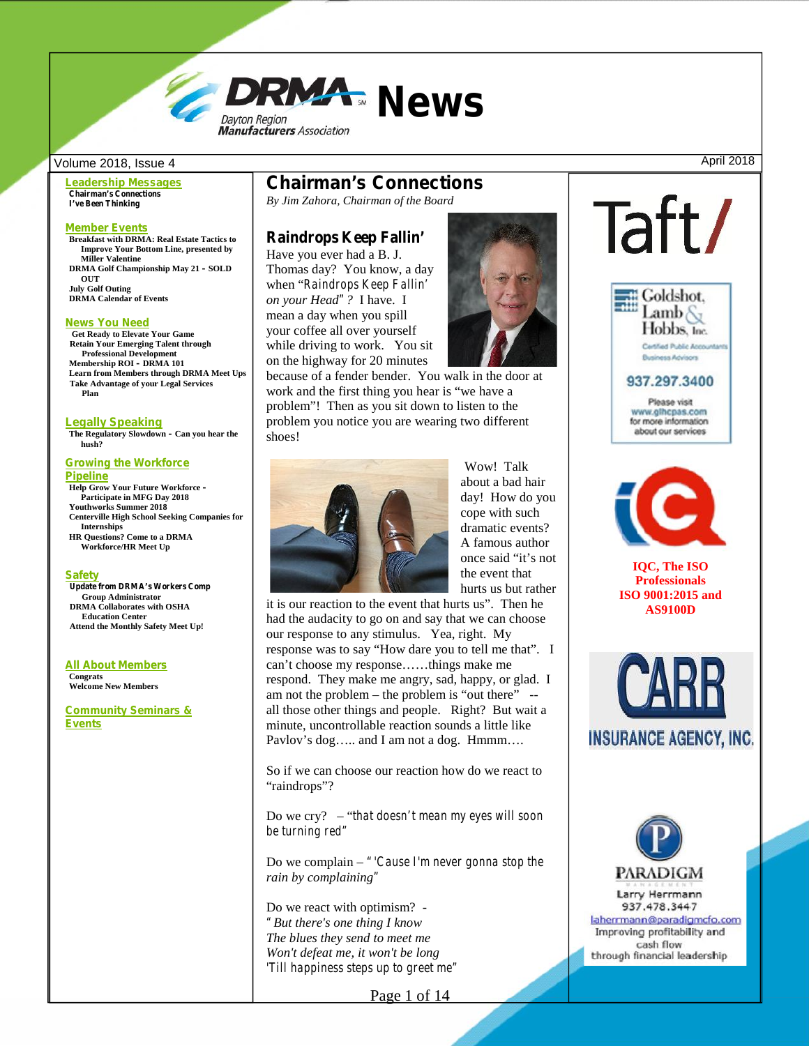# DRMA News

Dayton Region Manufacturers Association

Volume 2018, Issue 4 — April 2018

**Leadership Messages**
- Chairman's Connections
- I've Been Thinking

**Member Events**
- Breakfast with DRMA: Real Estate Tactics to Improve Your Bottom Line, presented by Miller Valentine
- DRMA Golf Championship May 21 - SOLD OUT
- July Golf Outing
- DRMA Calendar of Events

**News You Need**
- Get Ready to Elevate Your Game
- Retain Your Emerging Talent through Professional Development
- Membership ROI - DRMA 101
- Learn from Members through DRMA Meet Ups
- Take Advantage of your Legal Services Plan

**Legally Speaking**
- The Regulatory Slowdown - Can you hear the hush?

**Growing the Workforce Pipeline**
- Help Grow Your Future Workforce - Participate in MFG Day 2018
- Youthworks Summer 2018
- Centerville High School Seeking Companies for Internships
- HR Questions? Come to a DRMA Workforce/HR Meet Up

**Safety**
- Update from DRMA's Workers Comp Group Administrator
- DRMA Collaborates with OSHA Education Center
- Attend the Monthly Safety Meet Up!

**All About Members**
- Congrats
- Welcome New Members

**Community Seminars & Events**

## Chairman's Connections

*By Jim Zahora, Chairman of the Board*

### Raindrops Keep Fallin'

Have you ever had a B. J. Thomas day? You know, a day when "Raindrops Keep Fallin' *on your Head*"? I have. I mean a day when you spill your coffee all over yourself while driving to work. You sit on the highway for 20 minutes because of a fender bender. You walk in the door at work and the first thing you hear is "we have a problem"! Then as you sit down to listen to the problem you notice you are wearing two different shoes!

Wow! Talk about a bad hair day! How do you cope with such dramatic events? A famous author once said "it's not the event that hurts us but rather it is our reaction to the event that hurts us". Then he had the audacity to go on and say that we can choose our response to any stimulus. Yea, right. My response was to say "How dare you to tell me that". I can't choose my response……things make me respond. They make me angry, sad, happy, or glad. I am not the problem – the problem is "out there" -- all those other things and people. Right? But wait a minute, uncontrollable reaction sounds a little like Pavlov's dog….. and I am not a dog. Hmmm….

So if we can choose our reaction how do we react to "raindrops"?

Do we cry? – "that doesn't mean my eyes will soon be turning red"

Do we complain – "'Cause I'm never gonna stop the *rain by complaining*"

Do we react with optimism? -
"*But there's one thing I know*
*The blues they send to meet me*
*Won't defeat me, it won't be long*
'Till happiness steps up to greet me"

---

Taft/

Goldshot, Lamb & Hobbs, Inc.
Certified Public Accountants
Business Advisors
937.297.3400
Please visit www.glhcpas.com for more information about our services

**IQC, The ISO Professionals**
**ISO 9001:2015 and AS9100D**

CARR INSURANCE AGENCY, INC.

PARADIGM MANAGEMENT
Larry Herrmann
937.478.3447
laherrmann@paradigmcfo.com
Improving profitability and cash flow through financial leadership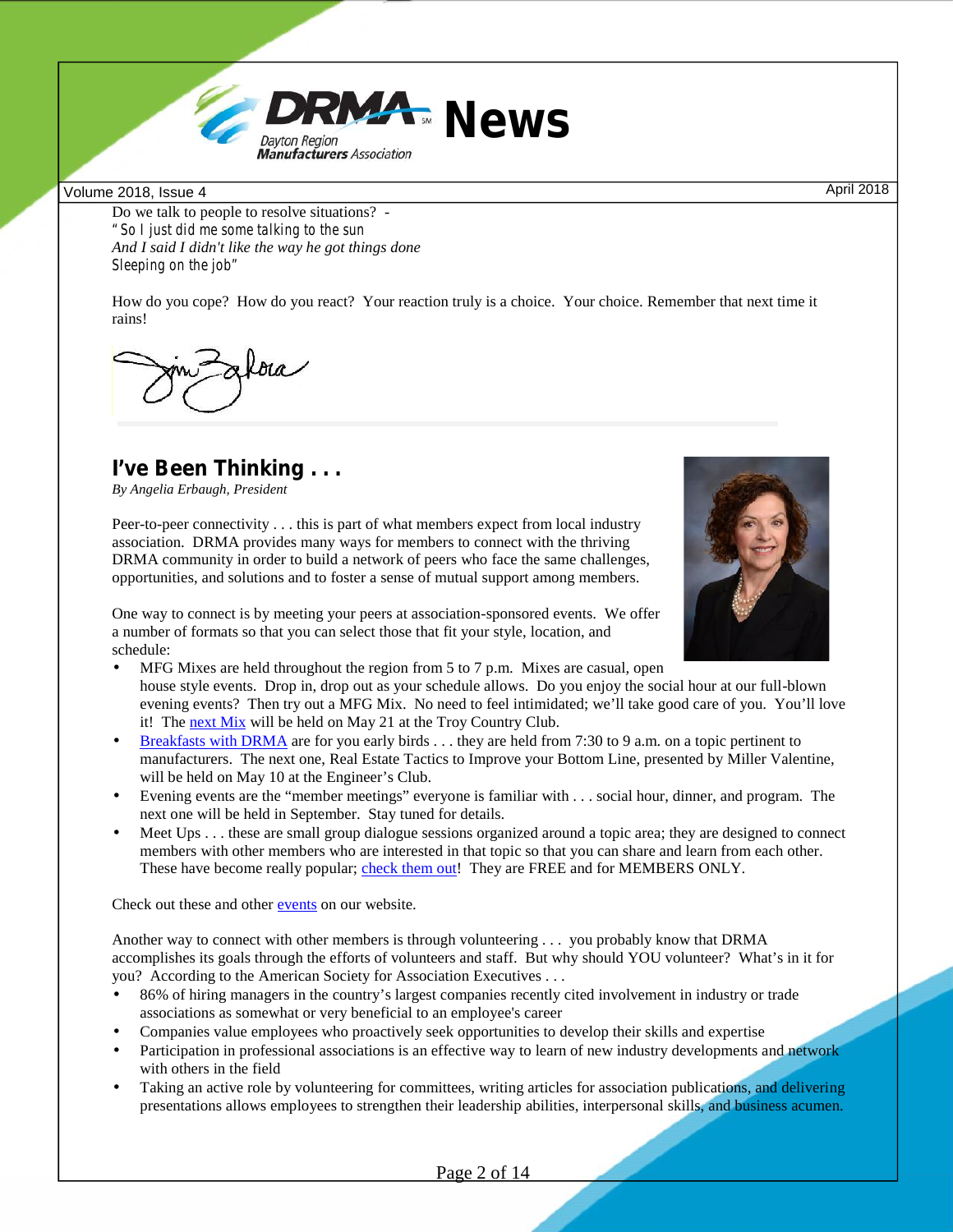Do we talk to people to resolve situations? -

*"So I just did me some talking to the sun*
*And I said I didn't like the way he got things done*
*Sleeping on the job"*

How do you cope? How do you react? Your reaction truly is a choice. Your choice. Remember that next time it rains!

## I've Been Thinking . . .

*By Angelia Erbaugh, President*

Peer-to-peer connectivity . . . this is part of what members expect from local industry association. DRMA provides many ways for members to connect with the thriving DRMA community in order to build a network of peers who face the same challenges, opportunities, and solutions and to foster a sense of mutual support among members.

One way to connect is by meeting your peers at association-sponsored events. We offer a number of formats so that you can select those that fit your style, location, and schedule:

- MFG Mixes are held throughout the region from 5 to 7 p.m. Mixes are casual, open house style events. Drop in, drop out as your schedule allows. Do you enjoy the social hour at our full-blown evening events? Then try out a MFG Mix. No need to feel intimidated; we'll take good care of you. You'll love it! The next Mix will be held on May 21 at the Troy Country Club.
- Breakfasts with DRMA are for you early birds . . . they are held from 7:30 to 9 a.m. on a topic pertinent to manufacturers. The next one, Real Estate Tactics to Improve your Bottom Line, presented by Miller Valentine, will be held on May 10 at the Engineer's Club.
- Evening events are the "member meetings" everyone is familiar with . . . social hour, dinner, and program. The next one will be held in September. Stay tuned for details.
- Meet Ups . . . these are small group dialogue sessions organized around a topic area; they are designed to connect members with other members who are interested in that topic so that you can share and learn from each other. These have become really popular; check them out! They are FREE and for MEMBERS ONLY.

Check out these and other events on our website.

Another way to connect with other members is through volunteering . . . you probably know that DRMA accomplishes its goals through the efforts of volunteers and staff. But why should YOU volunteer? What's in it for you? According to the American Society for Association Executives . . .

- 86% of hiring managers in the country's largest companies recently cited involvement in industry or trade associations as somewhat or very beneficial to an employee's career
- Companies value employees who proactively seek opportunities to develop their skills and expertise
- Participation in professional associations is an effective way to learn of new industry developments and network with others in the field
- Taking an active role by volunteering for committees, writing articles for association publications, and delivering presentations allows employees to strengthen their leadership abilities, interpersonal skills, and business acumen.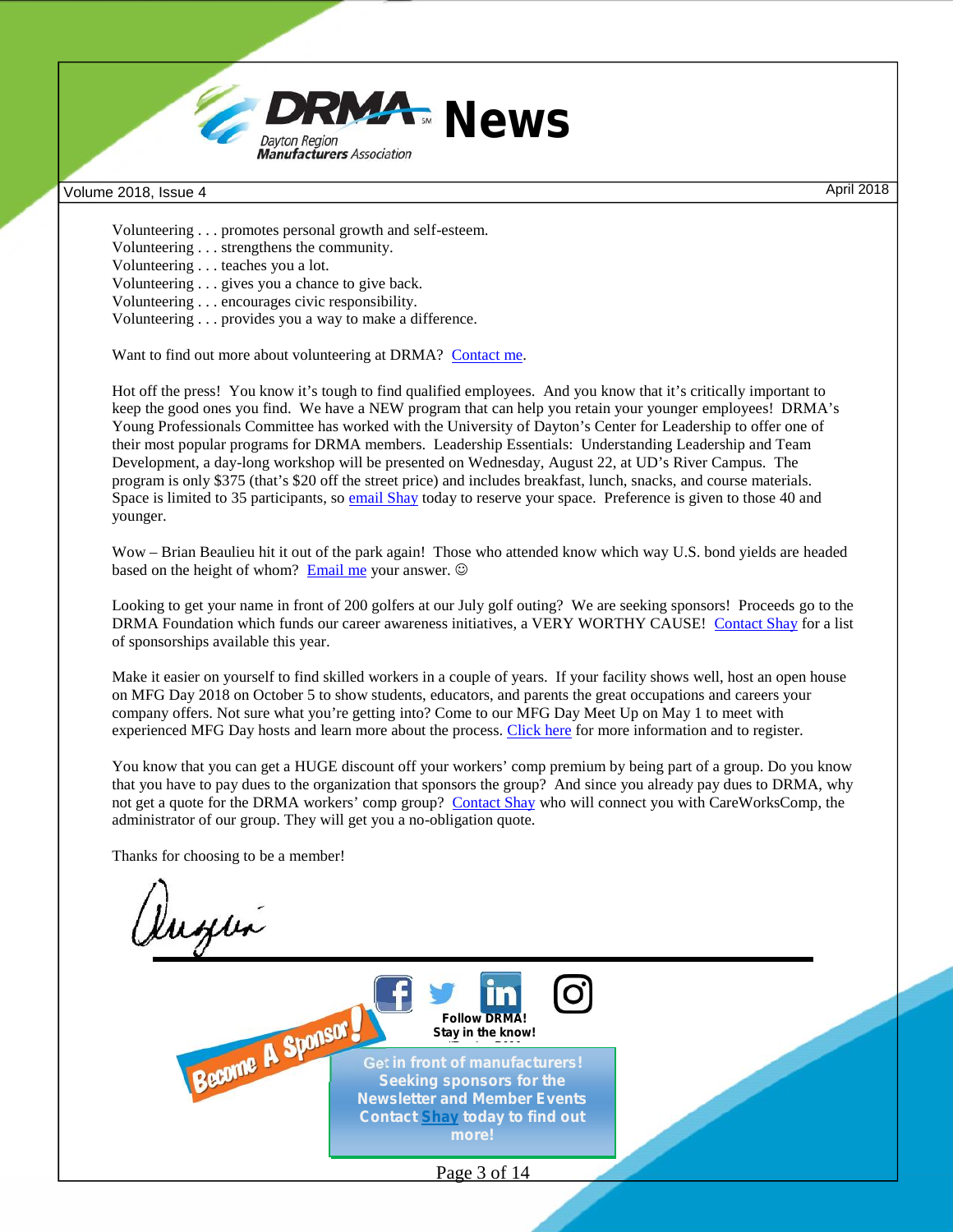Volunteering . . . promotes personal growth and self-esteem.
Volunteering . . . strengthens the community.
Volunteering . . . teaches you a lot.
Volunteering . . . gives you a chance to give back.
Volunteering . . . encourages civic responsibility.
Volunteering . . . provides you a way to make a difference.

Want to find out more about volunteering at DRMA? Contact me.

Hot off the press! You know it's tough to find qualified employees. And you know that it's critically important to keep the good ones you find. We have a NEW program that can help you retain your younger employees! DRMA's Young Professionals Committee has worked with the University of Dayton's Center for Leadership to offer one of their most popular programs for DRMA members. Leadership Essentials: Understanding Leadership and Team Development, a day-long workshop will be presented on Wednesday, August 22, at UD's River Campus. The program is only $375 (that's $20 off the street price) and includes breakfast, lunch, snacks, and course materials. Space is limited to 35 participants, so email Shay today to reserve your space. Preference is given to those 40 and younger.

Wow – Brian Beaulieu hit it out of the park again! Those who attended know which way U.S. bond yields are headed based on the height of whom? Email me your answer. ☺

Looking to get your name in front of 200 golfers at our July golf outing? We are seeking sponsors! Proceeds go to the DRMA Foundation which funds our career awareness initiatives, a VERY WORTHY CAUSE! Contact Shay for a list of sponsorships available this year.

Make it easier on yourself to find skilled workers in a couple of years. If your facility shows well, host an open house on MFG Day 2018 on October 5 to show students, educators, and parents the great occupations and careers your company offers. Not sure what you're getting into? Come to our MFG Day Meet Up on May 1 to meet with experienced MFG Day hosts and learn more about the process. Click here for more information and to register.

You know that you can get a HUGE discount off your workers' comp premium by being part of a group. Do you know that you have to pay dues to the organization that sponsors the group? And since you already pay dues to DRMA, why not get a quote for the DRMA workers' comp group? Contact Shay who will connect you with CareWorksComp, the administrator of our group. They will get you a no-obligation quote.

Thanks for choosing to be a member!

Angie

Follow DRMA!
Stay in the know!

Become A Sponsor!

Get in front of manufacturers! Seeking sponsors for the Newsletter and Member Events Contact Shay today to find out more!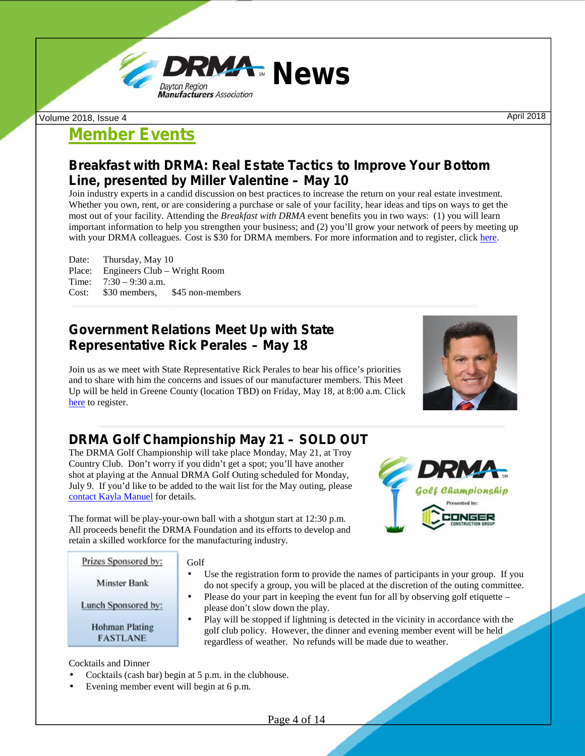## Member Events

### Breakfast with DRMA: Real Estate Tactics to Improve Your Bottom Line, presented by Miller Valentine – May 10

Join industry experts in a candid discussion on best practices to increase the return on your real estate investment. Whether you own, rent, or are considering a purchase or sale of your facility, hear ideas and tips on ways to get the most out of your facility. Attending the *Breakfast with DRMA* event benefits you in two ways: (1) you will learn important information to help you strengthen your business; and (2) you'll grow your network of peers by meeting up with your DRMA colleagues. Cost is $30 for DRMA members. For more information and to register, click here.

Date: Thursday, May 10
Place: Engineers Club – Wright Room
Time: 7:30 – 9:30 a.m.
Cost: $30 members, $45 non-members

### Government Relations Meet Up with State Representative Rick Perales – May 18

Join us as we meet with State Representative Rick Perales to hear his office's priorities and to share with him the concerns and issues of our manufacturer members. This Meet Up will be held in Greene County (location TBD) on Friday, May 18, at 8:00 a.m. Click here to register.

### DRMA Golf Championship May 21 – SOLD OUT

The DRMA Golf Championship will take place Monday, May 21, at Troy Country Club. Don't worry if you didn't get a spot; you'll have another shot at playing at the Annual DRMA Golf Outing scheduled for Monday, July 9. If you'd like to be added to the wait list for the May outing, please contact Kayla Manuel for details.

The format will be play-your-own ball with a shotgun start at 12:30 p.m. All proceeds benefit the DRMA Foundation and its efforts to develop and retain a skilled workforce for the manufacturing industry.

Prizes Sponsored by:
Minster Bank

Lunch Sponsored by:
Hohman Plating
FASTLANE

Golf

- Use the registration form to provide the names of participants in your group. If you do not specify a group, you will be placed at the discretion of the outing committee.
- Please do your part in keeping the event fun for all by observing golf etiquette – please don't slow down the play.
- Play will be stopped if lightning is detected in the vicinity in accordance with the golf club policy. However, the dinner and evening member event will be held regardless of weather. No refunds will be made due to weather.

Cocktails and Dinner

- Cocktails (cash bar) begin at 5 p.m. in the clubhouse.
- Evening member event will begin at 6 p.m.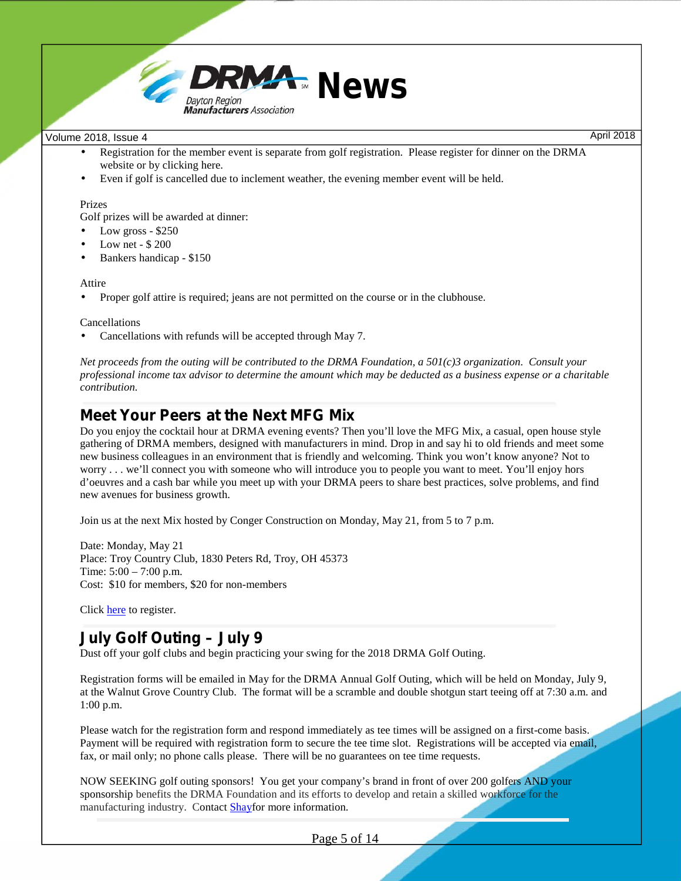- Registration for the member event is separate from golf registration. Please register for dinner on the DRMA website or by clicking here.
- Even if golf is cancelled due to inclement weather, the evening member event will be held.

Prizes

Golf prizes will be awarded at dinner:

- Low gross - $250
- Low net - $ 200
- Bankers handicap - $150

Attire

- Proper golf attire is required; jeans are not permitted on the course or in the clubhouse.

Cancellations

- Cancellations with refunds will be accepted through May 7.

*Net proceeds from the outing will be contributed to the DRMA Foundation, a 501(c)3 organization. Consult your professional income tax advisor to determine the amount which may be deducted as a business expense or a charitable contribution.*

## Meet Your Peers at the Next MFG Mix

Do you enjoy the cocktail hour at DRMA evening events? Then you'll love the MFG Mix, a casual, open house style gathering of DRMA members, designed with manufacturers in mind. Drop in and say hi to old friends and meet some new business colleagues in an environment that is friendly and welcoming. Think you won't know anyone? Not to worry . . . we'll connect you with someone who will introduce you to people you want to meet. You'll enjoy hors d'oeuvres and a cash bar while you meet up with your DRMA peers to share best practices, solve problems, and find new avenues for business growth.

Join us at the next Mix hosted by Conger Construction on Monday, May 21, from 5 to 7 p.m.

Date: Monday, May 21
Place: Troy Country Club, 1830 Peters Rd, Troy, OH 45373
Time: 5:00 – 7:00 p.m.
Cost: $10 for members, $20 for non-members

Click here to register.

## July Golf Outing – July 9

Dust off your golf clubs and begin practicing your swing for the 2018 DRMA Golf Outing.

Registration forms will be emailed in May for the DRMA Annual Golf Outing, which will be held on Monday, July 9, at the Walnut Grove Country Club. The format will be a scramble and double shotgun start teeing off at 7:30 a.m. and 1:00 p.m.

Please watch for the registration form and respond immediately as tee times will be assigned on a first-come basis. Payment will be required with registration form to secure the tee time slot. Registrations will be accepted via email, fax, or mail only; no phone calls please. There will be no guarantees on tee time requests.

NOW SEEKING golf outing sponsors! You get your company's brand in front of over 200 golfers AND your sponsorship benefits the DRMA Foundation and its efforts to develop and retain a skilled workforce for the manufacturing industry. Contact Shayfor more information.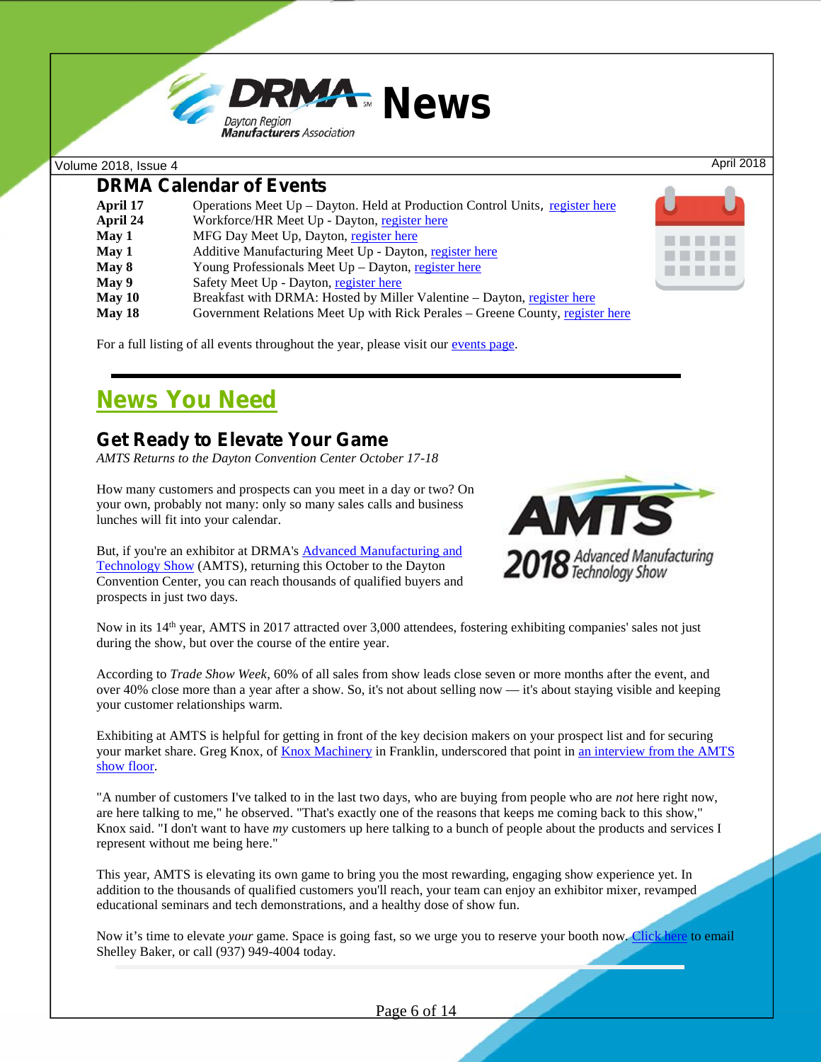## DRMA Calendar of Events

| | |
|---|---|
| **April 17** | Operations Meet Up – Dayton. Held at Production Control Units, register here |
| **April 24** | Workforce/HR Meet Up - Dayton, register here |
| **May 1** | MFG Day Meet Up, Dayton, register here |
| **May 1** | Additive Manufacturing Meet Up - Dayton, register here |
| **May 8** | Young Professionals Meet Up – Dayton, register here |
| **May 9** | Safety Meet Up - Dayton, register here |
| **May 10** | Breakfast with DRMA: Hosted by Miller Valentine – Dayton, register here |
| **May 18** | Government Relations Meet Up with Rick Perales – Greene County, register here |

For a full listing of all events throughout the year, please visit our events page.

# News You Need

## Get Ready to Elevate Your Game

*AMTS Returns to the Dayton Convention Center October 17-18*

How many customers and prospects can you meet in a day or two? On your own, probably not many: only so many sales calls and business lunches will fit into your calendar.

But, if you're an exhibitor at DRMA's Advanced Manufacturing and Technology Show (AMTS), returning this October to the Dayton Convention Center, you can reach thousands of qualified buyers and prospects in just two days.

Now in its 14th year, AMTS in 2017 attracted over 3,000 attendees, fostering exhibiting companies' sales not just during the show, but over the course of the entire year.

According to *Trade Show Week*, 60% of all sales from show leads close seven or more months after the event, and over 40% close more than a year after a show. So, it's not about selling now — it's about staying visible and keeping your customer relationships warm.

Exhibiting at AMTS is helpful for getting in front of the key decision makers on your prospect list and for securing your market share. Greg Knox, of Knox Machinery in Franklin, underscored that point in an interview from the AMTS show floor.

"A number of customers I've talked to in the last two days, who are buying from people who are *not* here right now, are here talking to me," he observed. "That's exactly one of the reasons that keeps me coming back to this show," Knox said. "I don't want to have *my* customers up here talking to a bunch of people about the products and services I represent without me being here."

This year, AMTS is elevating its own game to bring you the most rewarding, engaging show experience yet. In addition to the thousands of qualified customers you'll reach, your team can enjoy an exhibitor mixer, revamped educational seminars and tech demonstrations, and a healthy dose of show fun.

Now it's time to elevate *your* game. Space is going fast, so we urge you to reserve your booth now. Click here to email Shelley Baker, or call (937) 949-4004 today.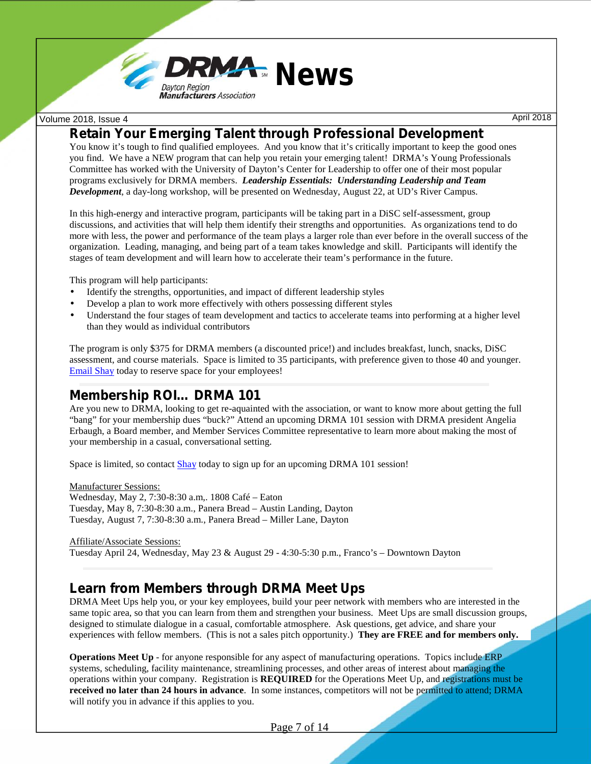## Retain Your Emerging Talent through Professional Development

You know it's tough to find qualified employees. And you know that it's critically important to keep the good ones you find. We have a NEW program that can help you retain your emerging talent! DRMA's Young Professionals Committee has worked with the University of Dayton's Center for Leadership to offer one of their most popular programs exclusively for DRMA members. ***Leadership Essentials: Understanding Leadership and Team Development***, a day-long workshop, will be presented on Wednesday, August 22, at UD's River Campus.

In this high-energy and interactive program, participants will be taking part in a DiSC self-assessment, group discussions, and activities that will help them identify their strengths and opportunities. As organizations tend to do more with less, the power and performance of the team plays a larger role than ever before in the overall success of the organization. Leading, managing, and being part of a team takes knowledge and skill. Participants will identify the stages of team development and will learn how to accelerate their team's performance in the future.

This program will help participants:

- Identify the strengths, opportunities, and impact of different leadership styles
- Develop a plan to work more effectively with others possessing different styles
- Understand the four stages of team development and tactics to accelerate teams into performing at a higher level than they would as individual contributors

The program is only $375 for DRMA members (a discounted price!) and includes breakfast, lunch, snacks, DiSC assessment, and course materials. Space is limited to 35 participants, with preference given to those 40 and younger. Email Shay today to reserve space for your employees!

## Membership ROI… DRMA 101

Are you new to DRMA, looking to get re-aquainted with the association, or want to know more about getting the full "bang" for your membership dues "buck?" Attend an upcoming DRMA 101 session with DRMA president Angelia Erbaugh, a Board member, and Member Services Committee representative to learn more about making the most of your membership in a casual, conversational setting.

Space is limited, so contact Shay today to sign up for an upcoming DRMA 101 session!

Manufacturer Sessions:
Wednesday, May 2, 7:30-8:30 a.m,. 1808 Café – Eaton
Tuesday, May 8, 7:30-8:30 a.m., Panera Bread – Austin Landing, Dayton
Tuesday, August 7, 7:30-8:30 a.m., Panera Bread – Miller Lane, Dayton

Affiliate/Associate Sessions:
Tuesday April 24, Wednesday, May 23 & August 29 - 4:30-5:30 p.m., Franco's – Downtown Dayton

## Learn from Members through DRMA Meet Ups

DRMA Meet Ups help you, or your key employees, build your peer network with members who are interested in the same topic area, so that you can learn from them and strengthen your business. Meet Ups are small discussion groups, designed to stimulate dialogue in a casual, comfortable atmosphere. Ask questions, get advice, and share your experiences with fellow members. (This is not a sales pitch opportunity.) **They are FREE and for members only.**

**Operations Meet Up** - for anyone responsible for any aspect of manufacturing operations. Topics include ERP systems, scheduling, facility maintenance, streamlining processes, and other areas of interest about managing the operations within your company. Registration is **REQUIRED** for the Operations Meet Up, and registrations must be **received no later than 24 hours in advance**. In some instances, competitors will not be permitted to attend; DRMA will notify you in advance if this applies to you.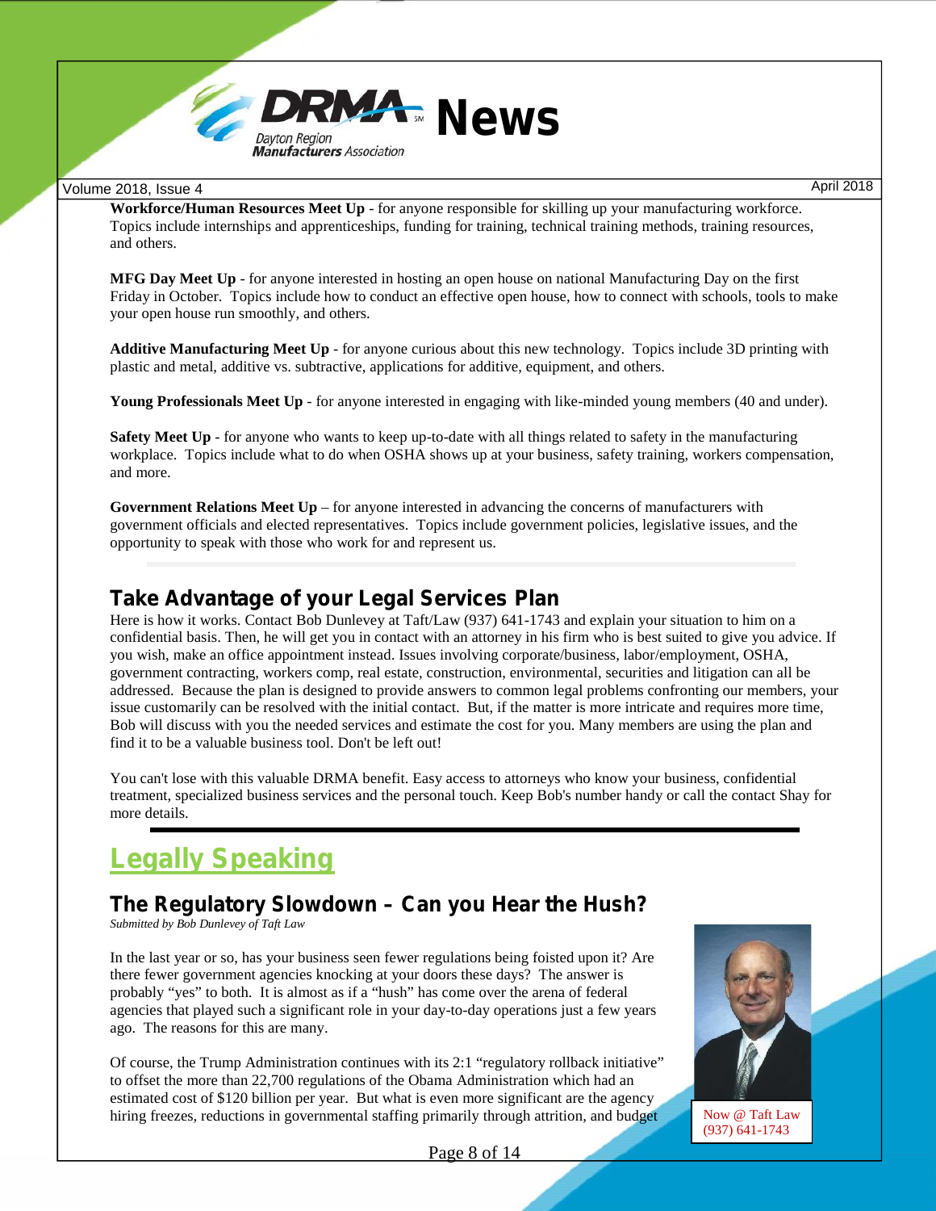**Workforce/Human Resources Meet Up** - for anyone responsible for skilling up your manufacturing workforce. Topics include internships and apprenticeships, funding for training, technical training methods, training resources, and others.

**MFG Day Meet Up** - for anyone interested in hosting an open house on national Manufacturing Day on the first Friday in October. Topics include how to conduct an effective open house, how to connect with schools, tools to make your open house run smoothly, and others.

**Additive Manufacturing Meet Up** - for anyone curious about this new technology. Topics include 3D printing with plastic and metal, additive vs. subtractive, applications for additive, equipment, and others.

**Young Professionals Meet Up** - for anyone interested in engaging with like-minded young members (40 and under).

**Safety Meet Up** - for anyone who wants to keep up-to-date with all things related to safety in the manufacturing workplace. Topics include what to do when OSHA shows up at your business, safety training, workers compensation, and more.

**Government Relations Meet Up** – for anyone interested in advancing the concerns of manufacturers with government officials and elected representatives. Topics include government policies, legislative issues, and the opportunity to speak with those who work for and represent us.

## Take Advantage of your Legal Services Plan

Here is how it works. Contact Bob Dunlevey at Taft/Law (937) 641-1743 and explain your situation to him on a confidential basis. Then, he will get you in contact with an attorney in his firm who is best suited to give you advice. If you wish, make an office appointment instead. Issues involving corporate/business, labor/employment, OSHA, government contracting, workers comp, real estate, construction, environmental, securities and litigation can all be addressed. Because the plan is designed to provide answers to common legal problems confronting our members, your issue customarily can be resolved with the initial contact. But, if the matter is more intricate and requires more time, Bob will discuss with you the needed services and estimate the cost for you. Many members are using the plan and find it to be a valuable business tool. Don't be left out!

You can't lose with this valuable DRMA benefit. Easy access to attorneys who know your business, confidential treatment, specialized business services and the personal touch. Keep Bob's number handy or call the contact Shay for more details.

# Legally Speaking

## The Regulatory Slowdown – Can you Hear the Hush?

*Submitted by Bob Dunlevey of Taft Law*

Now @ Taft Law
(937) 641-1743

In the last year or so, has your business seen fewer regulations being foisted upon it? Are there fewer government agencies knocking at your doors these days? The answer is probably "yes" to both. It is almost as if a "hush" has come over the arena of federal agencies that played such a significant role in your day-to-day operations just a few years ago. The reasons for this are many.

Of course, the Trump Administration continues with its 2:1 "regulatory rollback initiative" to offset the more than 22,700 regulations of the Obama Administration which had an estimated cost of $120 billion per year. But what is even more significant are the agency hiring freezes, reductions in governmental staffing primarily through attrition, and budget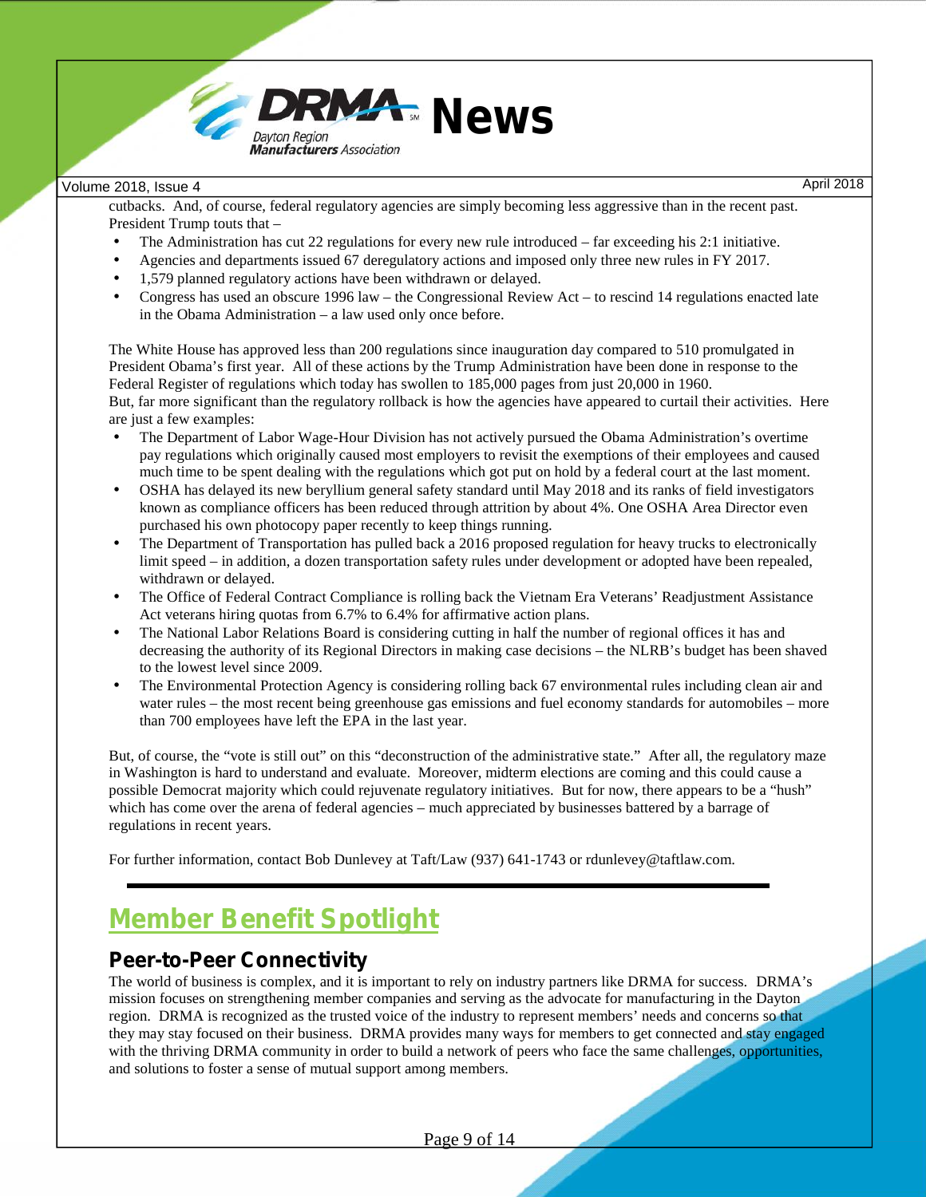cutbacks. And, of course, federal regulatory agencies are simply becoming less aggressive than in the recent past. President Trump touts that –

- The Administration has cut 22 regulations for every new rule introduced – far exceeding his 2:1 initiative.
- Agencies and departments issued 67 deregulatory actions and imposed only three new rules in FY 2017.
- 1,579 planned regulatory actions have been withdrawn or delayed.
- Congress has used an obscure 1996 law – the Congressional Review Act – to rescind 14 regulations enacted late in the Obama Administration – a law used only once before.

The White House has approved less than 200 regulations since inauguration day compared to 510 promulgated in President Obama's first year. All of these actions by the Trump Administration have been done in response to the Federal Register of regulations which today has swollen to 185,000 pages from just 20,000 in 1960.

But, far more significant than the regulatory rollback is how the agencies have appeared to curtail their activities. Here are just a few examples:

- The Department of Labor Wage-Hour Division has not actively pursued the Obama Administration's overtime pay regulations which originally caused most employers to revisit the exemptions of their employees and caused much time to be spent dealing with the regulations which got put on hold by a federal court at the last moment.
- OSHA has delayed its new beryllium general safety standard until May 2018 and its ranks of field investigators known as compliance officers has been reduced through attrition by about 4%. One OSHA Area Director even purchased his own photocopy paper recently to keep things running.
- The Department of Transportation has pulled back a 2016 proposed regulation for heavy trucks to electronically limit speed – in addition, a dozen transportation safety rules under development or adopted have been repealed, withdrawn or delayed.
- The Office of Federal Contract Compliance is rolling back the Vietnam Era Veterans' Readjustment Assistance Act veterans hiring quotas from 6.7% to 6.4% for affirmative action plans.
- The National Labor Relations Board is considering cutting in half the number of regional offices it has and decreasing the authority of its Regional Directors in making case decisions – the NLRB's budget has been shaved to the lowest level since 2009.
- The Environmental Protection Agency is considering rolling back 67 environmental rules including clean air and water rules – the most recent being greenhouse gas emissions and fuel economy standards for automobiles – more than 700 employees have left the EPA in the last year.

But, of course, the "vote is still out" on this "deconstruction of the administrative state." After all, the regulatory maze in Washington is hard to understand and evaluate. Moreover, midterm elections are coming and this could cause a possible Democrat majority which could rejuvenate regulatory initiatives. But for now, there appears to be a "hush" which has come over the arena of federal agencies – much appreciated by businesses battered by a barrage of regulations in recent years.

For further information, contact Bob Dunlevey at Taft/Law (937) 641-1743 or rdunlevey@taftlaw.com.

---

# Member Benefit Spotlight

## Peer-to-Peer Connectivity

The world of business is complex, and it is important to rely on industry partners like DRMA for success. DRMA's mission focuses on strengthening member companies and serving as the advocate for manufacturing in the Dayton region. DRMA is recognized as the trusted voice of the industry to represent members' needs and concerns so that they may stay focused on their business. DRMA provides many ways for members to get connected and stay engaged with the thriving DRMA community in order to build a network of peers who face the same challenges, opportunities, and solutions to foster a sense of mutual support among members.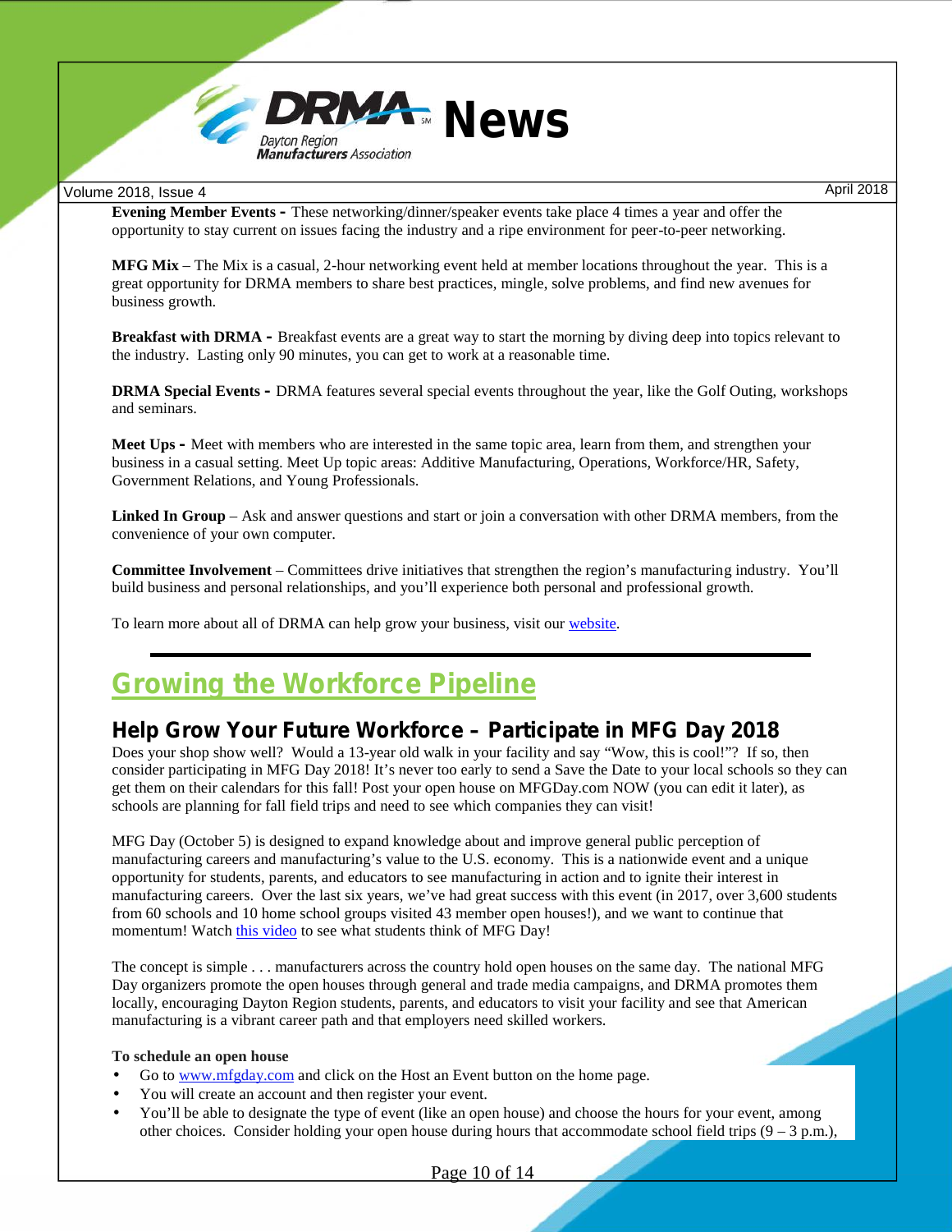**Evening Member Events -** These networking/dinner/speaker events take place 4 times a year and offer the opportunity to stay current on issues facing the industry and a ripe environment for peer-to-peer networking.

**MFG Mix** – The Mix is a casual, 2-hour networking event held at member locations throughout the year. This is a great opportunity for DRMA members to share best practices, mingle, solve problems, and find new avenues for business growth.

**Breakfast with DRMA -** Breakfast events are a great way to start the morning by diving deep into topics relevant to the industry. Lasting only 90 minutes, you can get to work at a reasonable time.

**DRMA Special Events -** DRMA features several special events throughout the year, like the Golf Outing, workshops and seminars.

**Meet Ups -** Meet with members who are interested in the same topic area, learn from them, and strengthen your business in a casual setting. Meet Up topic areas: Additive Manufacturing, Operations, Workforce/HR, Safety, Government Relations, and Young Professionals.

**Linked In Group** – Ask and answer questions and start or join a conversation with other DRMA members, from the convenience of your own computer.

**Committee Involvement** – Committees drive initiatives that strengthen the region's manufacturing industry. You'll build business and personal relationships, and you'll experience both personal and professional growth.

To learn more about all of DRMA can help grow your business, visit our website.

---

# Growing the Workforce Pipeline

## Help Grow Your Future Workforce – Participate in MFG Day 2018

Does your shop show well? Would a 13-year old walk in your facility and say "Wow, this is cool!"? If so, then consider participating in MFG Day 2018! It's never too early to send a Save the Date to your local schools so they can get them on their calendars for this fall! Post your open house on MFGDay.com NOW (you can edit it later), as schools are planning for fall field trips and need to see which companies they can visit!

MFG Day (October 5) is designed to expand knowledge about and improve general public perception of manufacturing careers and manufacturing's value to the U.S. economy. This is a nationwide event and a unique opportunity for students, parents, and educators to see manufacturing in action and to ignite their interest in manufacturing careers. Over the last six years, we've had great success with this event (in 2017, over 3,600 students from 60 schools and 10 home school groups visited 43 member open houses!), and we want to continue that momentum! Watch this video to see what students think of MFG Day!

The concept is simple . . . manufacturers across the country hold open houses on the same day. The national MFG Day organizers promote the open houses through general and trade media campaigns, and DRMA promotes them locally, encouraging Dayton Region students, parents, and educators to visit your facility and see that American manufacturing is a vibrant career path and that employers need skilled workers.

**To schedule an open house**

- Go to www.mfgday.com and click on the Host an Event button on the home page.
- You will create an account and then register your event.
- You'll be able to designate the type of event (like an open house) and choose the hours for your event, among other choices. Consider holding your open house during hours that accommodate school field trips (9 – 3 p.m.),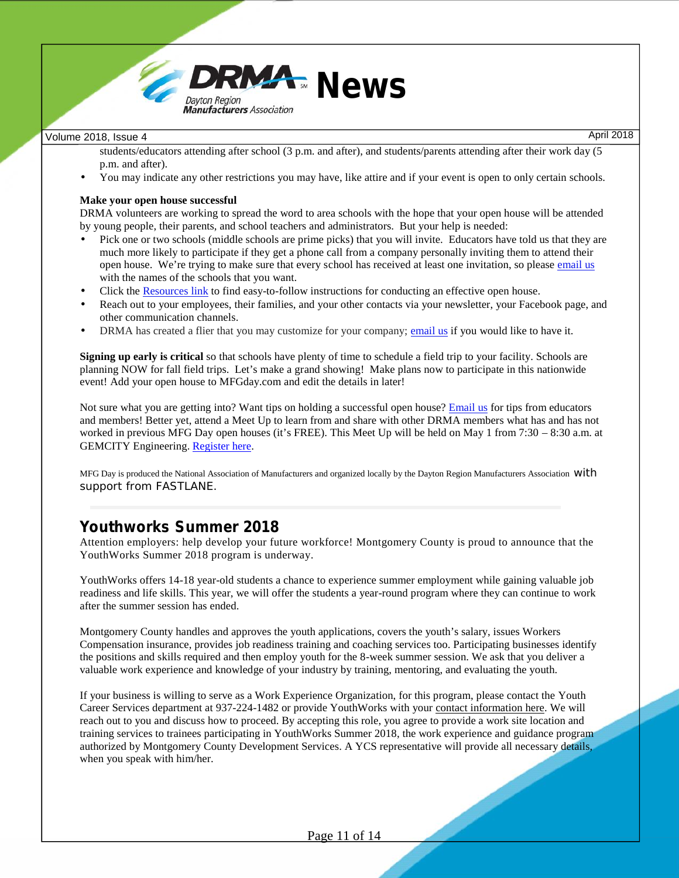students/educators attending after school (3 p.m. and after), and students/parents attending after their work day (5 p.m. and after).

- You may indicate any other restrictions you may have, like attire and if your event is open to only certain schools.

**Make your open house successful**
DRMA volunteers are working to spread the word to area schools with the hope that your open house will be attended by young people, their parents, and school teachers and administrators. But your help is needed:

- Pick one or two schools (middle schools are prime picks) that you will invite. Educators have told us that they are much more likely to participate if they get a phone call from a company personally inviting them to attend their open house. We're trying to make sure that every school has received at least one invitation, so please email us with the names of the schools that you want.
- Click the Resources link to find easy-to-follow instructions for conducting an effective open house.
- Reach out to your employees, their families, and your other contacts via your newsletter, your Facebook page, and other communication channels.
- DRMA has created a flier that you may customize for your company; email us if you would like to have it.

**Signing up early is critical** so that schools have plenty of time to schedule a field trip to your facility. Schools are planning NOW for fall field trips. Let's make a grand showing! Make plans now to participate in this nationwide event! Add your open house to MFGday.com and edit the details in later!

Not sure what you are getting into? Want tips on holding a successful open house? Email us for tips from educators and members! Better yet, attend a Meet Up to learn from and share with other DRMA members what has and has not worked in previous MFG Day open houses (it's FREE). This Meet Up will be held on May 1 from 7:30 – 8:30 a.m. at GEMCITY Engineering. Register here.

MFG Day is produced the National Association of Manufacturers and organized locally by the Dayton Region Manufacturers Association with support from FASTLANE.

## Youthworks Summer 2018

Attention employers: help develop your future workforce! Montgomery County is proud to announce that the YouthWorks Summer 2018 program is underway.

YouthWorks offers 14-18 year-old students a chance to experience summer employment while gaining valuable job readiness and life skills. This year, we will offer the students a year-round program where they can continue to work after the summer session has ended.

Montgomery County handles and approves the youth applications, covers the youth's salary, issues Workers Compensation insurance, provides job readiness training and coaching services too. Participating businesses identify the positions and skills required and then employ youth for the 8-week summer session. We ask that you deliver a valuable work experience and knowledge of your industry by training, mentoring, and evaluating the youth.

If your business is willing to serve as a Work Experience Organization, for this program, please contact the Youth Career Services department at 937-224-1482 or provide YouthWorks with your contact information here. We will reach out to you and discuss how to proceed. By accepting this role, you agree to provide a work site location and training services to trainees participating in YouthWorks Summer 2018, the work experience and guidance program authorized by Montgomery County Development Services. A YCS representative will provide all necessary details, when you speak with him/her.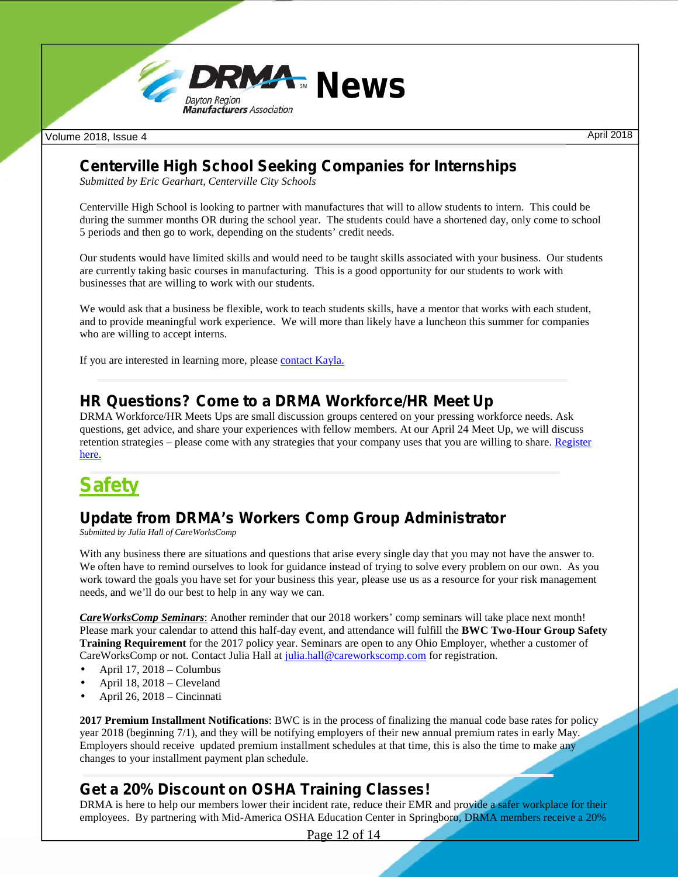## Centerville High School Seeking Companies for Internships

*Submitted by Eric Gearhart, Centerville City Schools*

Centerville High School is looking to partner with manufactures that will to allow students to intern. This could be during the summer months OR during the school year. The students could have a shortened day, only come to school 5 periods and then go to work, depending on the students' credit needs.

Our students would have limited skills and would need to be taught skills associated with your business. Our students are currently taking basic courses in manufacturing. This is a good opportunity for our students to work with businesses that are willing to work with our students.

We would ask that a business be flexible, work to teach students skills, have a mentor that works with each student, and to provide meaningful work experience. We will more than likely have a luncheon this summer for companies who are willing to accept interns.

If you are interested in learning more, please contact Kayla.

## HR Questions? Come to a DRMA Workforce/HR Meet Up

DRMA Workforce/HR Meets Ups are small discussion groups centered on your pressing workforce needs. Ask questions, get advice, and share your experiences with fellow members. At our April 24 Meet Up, we will discuss retention strategies – please come with any strategies that your company uses that you are willing to share. Register here.

# Safety

## Update from DRMA's Workers Comp Group Administrator

*Submitted by Julia Hall of CareWorksComp*

With any business there are situations and questions that arise every single day that you may not have the answer to. We often have to remind ourselves to look for guidance instead of trying to solve every problem on our own. As you work toward the goals you have set for your business this year, please use us as a resource for your risk management needs, and we'll do our best to help in any way we can.

***CareWorksComp Seminars***: Another reminder that our 2018 workers' comp seminars will take place next month! Please mark your calendar to attend this half-day event, and attendance will fulfill the **BWC Two-Hour Group Safety Training Requirement** for the 2017 policy year. Seminars are open to any Ohio Employer, whether a customer of CareWorksComp or not. Contact Julia Hall at julia.hall@careworkscomp.com for registration.

- April 17, 2018 – Columbus
- April 18, 2018 – Cleveland
- April 26, 2018 – Cincinnati

**2017 Premium Installment Notifications**: BWC is in the process of finalizing the manual code base rates for policy year 2018 (beginning 7/1), and they will be notifying employers of their new annual premium rates in early May. Employers should receive updated premium installment schedules at that time, this is also the time to make any changes to your installment payment plan schedule.

## Get a 20% Discount on OSHA Training Classes!

DRMA is here to help our members lower their incident rate, reduce their EMR and provide a safer workplace for their employees. By partnering with Mid-America OSHA Education Center in Springboro, DRMA members receive a 20%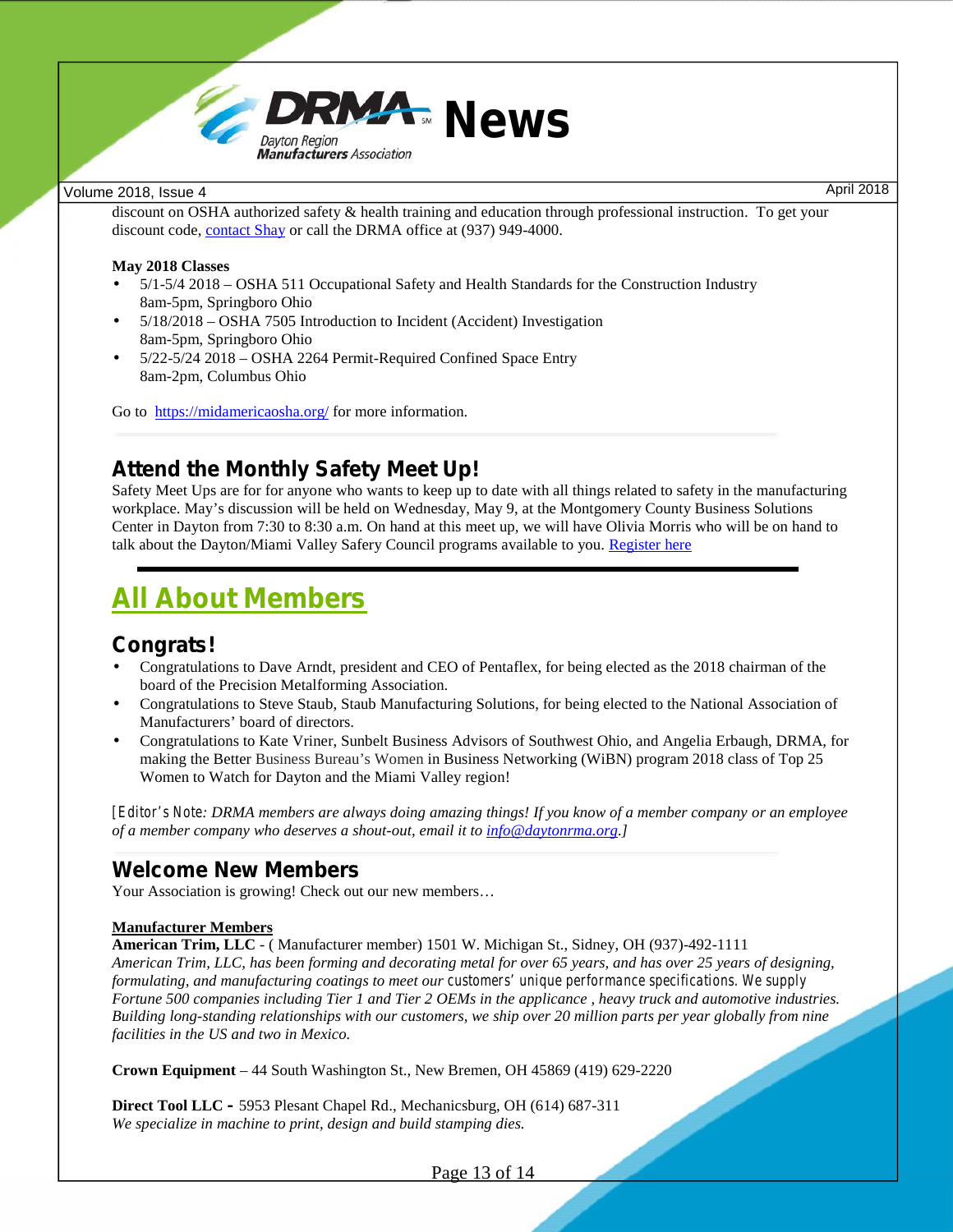discount on OSHA authorized safety & health training and education through professional instruction. To get your discount code, [contact Shay](#) or call the DRMA office at (937) 949-4000.

**May 2018 Classes**

- 5/1-5/4 2018 – OSHA 511 Occupational Safety and Health Standards for the Construction Industry
  8am-5pm, Springboro Ohio
- 5/18/2018 – OSHA 7505 Introduction to Incident (Accident) Investigation
  8am-5pm, Springboro Ohio
- 5/22-5/24 2018 – OSHA 2264 Permit-Required Confined Space Entry
  8am-2pm, Columbus Ohio

Go to [https://midamericaosha.org/](https://midamericaosha.org/) for more information.

## Attend the Monthly Safety Meet Up!

Safety Meet Ups are for for anyone who wants to keep up to date with all things related to safety in the manufacturing workplace. May's discussion will be held on Wednesday, May 9, at the Montgomery County Business Solutions Center in Dayton from 7:30 to 8:30 a.m. On hand at this meet up, we will have Olivia Morris who will be on hand to talk about the Dayton/Miami Valley Safery Council programs available to you. [Register here](#)

# All About Members

## Congrats!

- Congratulations to Dave Arndt, president and CEO of Pentaflex, for being elected as the 2018 chairman of the board of the Precision Metalforming Association.
- Congratulations to Steve Staub, Staub Manufacturing Solutions, for being elected to the National Association of Manufacturers' board of directors.
- Congratulations to Kate Vriner, Sunbelt Business Advisors of Southwest Ohio, and Angelia Erbaugh, DRMA, for making the Better Business Bureau's Women in Business Networking (WiBN) program 2018 class of Top 25 Women to Watch for Dayton and the Miami Valley region!

*[Editor's Note: DRMA members are always doing amazing things! If you know of a member company or an employee of a member company who deserves a shout-out, email it to [info@daytonrma.org](mailto:info@daytonrma.org).]*

## Welcome New Members

Your Association is growing! Check out our new members…

**Manufacturer Members**

**American Trim, LLC** - ( Manufacturer member) 1501 W. Michigan St., Sidney, OH (937)-492-1111
*American Trim, LLC, has been forming and decorating metal for over 65 years, and has over 25 years of designing, formulating, and manufacturing coatings to meet our customers' unique performance specifications. We supply Fortune 500 companies including Tier 1 and Tier 2 OEMs in the applicance , heavy truck and automotive industries. Building long-standing relationships with our customers, we ship over 20 million parts per year globally from nine facilities in the US and two in Mexico.*

**Crown Equipment** – 44 South Washington St., New Bremen, OH 45869 (419) 629-2220

**Direct Tool LLC -** 5953 Plesant Chapel Rd., Mechanicsburg, OH (614) 687-311
*We specialize in machine to print, design and build stamping dies.*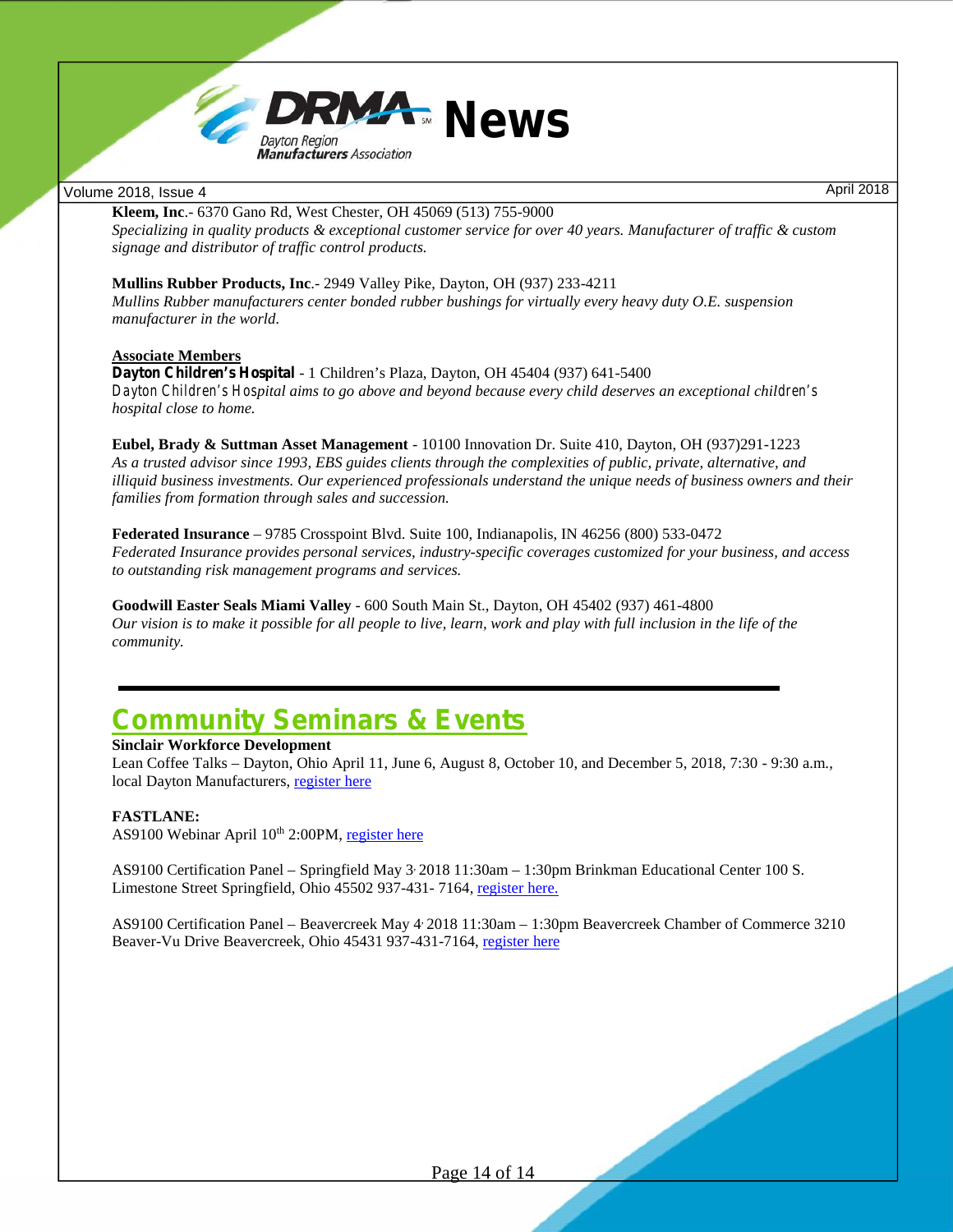**Kleem, Inc**.- 6370 Gano Rd, West Chester, OH 45069 (513) 755-9000
*Specializing in quality products & exceptional customer service for over 40 years. Manufacturer of traffic & custom signage and distributor of traffic control products.*

**Mullins Rubber Products, Inc**.- 2949 Valley Pike, Dayton, OH (937) 233-4211
*Mullins Rubber manufacturers center bonded rubber bushings for virtually every heavy duty O.E. suspension manufacturer in the world.*

**Associate Members**

**Dayton Children's Hospital** - 1 Children's Plaza, Dayton, OH 45404 (937) 641-5400
*Dayton Children's Hospital aims to go above and beyond because every child deserves an exceptional children's hospital close to home.*

**Eubel, Brady & Suttman Asset Management** - 10100 Innovation Dr. Suite 410, Dayton, OH (937)291-1223
*As a trusted advisor since 1993, EBS guides clients through the complexities of public, private, alternative, and illiquid business investments. Our experienced professionals understand the unique needs of business owners and their families from formation through sales and succession.*

**Federated Insurance** – 9785 Crosspoint Blvd. Suite 100, Indianapolis, IN 46256 (800) 533-0472
*Federated Insurance provides personal services, industry-specific coverages customized for your business, and access to outstanding risk management programs and services.*

**Goodwill Easter Seals Miami Valley** - 600 South Main St., Dayton, OH 45402 (937) 461-4800
*Our vision is to make it possible for all people to live, learn, work and play with full inclusion in the life of the community.*

---

## Community Seminars & Events

**Sinclair Workforce Development**
Lean Coffee Talks – Dayton, Ohio April 11, June 6, August 8, October 10, and December 5, 2018, 7:30 - 9:30 a.m., local Dayton Manufacturers, register here

**FASTLANE:**
AS9100 Webinar April 10th 2:00PM, register here

AS9100 Certification Panel – Springfield May 3, 2018 11:30am – 1:30pm Brinkman Educational Center 100 S. Limestone Street Springfield, Ohio 45502 937-431- 7164, register here.

AS9100 Certification Panel – Beavercreek May 4, 2018 11:30am – 1:30pm Beavercreek Chamber of Commerce 3210 Beaver-Vu Drive Beavercreek, Ohio 45431 937-431-7164, register here